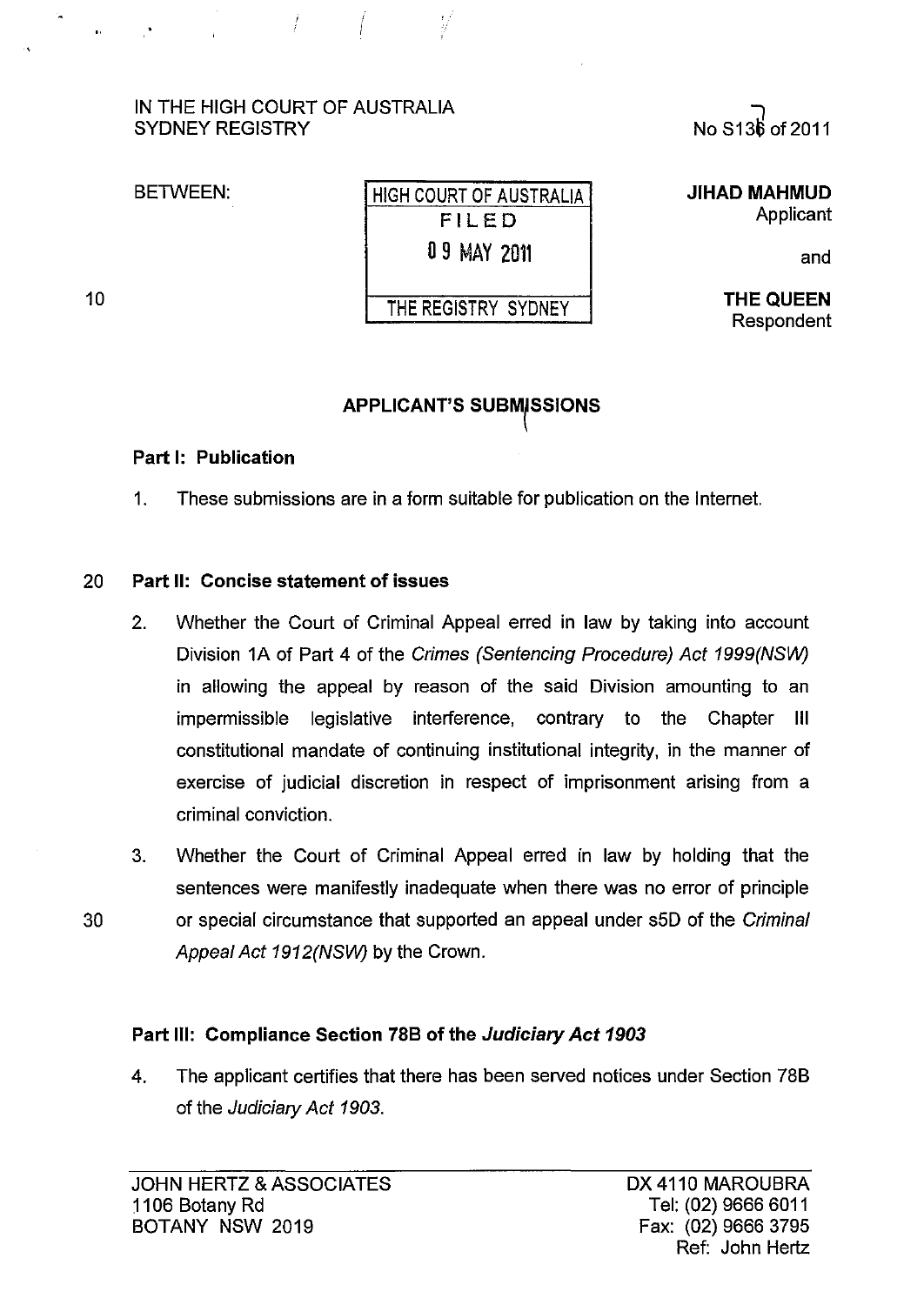IN THE HIGH COURT OF AUSTRALIA
SYDNEY REGISTRY

No S137 of 2011

BETWEEN:

HIGH COURT OF AUSTRALIA
FILED
09 MAY 2011
THE REGISTRY SYDNEY

**JIHAD MAHMUD**
Applicant

and

**THE QUEEN**
Respondent

## APPLICANT'S SUBMISSIONS

### Part I: Publication

1. These submissions are in a form suitable for publication on the Internet.

### Part II: Concise statement of issues

2. Whether the Court of Criminal Appeal erred in law by taking into account Division 1A of Part 4 of the *Crimes (Sentencing Procedure) Act 1999(NSW)* in allowing the appeal by reason of the said Division amounting to an impermissible legislative interference, contrary to the Chapter III constitutional mandate of continuing institutional integrity, in the manner of exercise of judicial discretion in respect of imprisonment arising from a criminal conviction.

3. Whether the Court of Criminal Appeal erred in law by holding that the sentences were manifestly inadequate when there was no error of principle or special circumstance that supported an appeal under s5D of the *Criminal Appeal Act 1912(NSW)* by the Crown.

### Part III: Compliance Section 78B of the *Judiciary Act 1903*

4. The applicant certifies that there has been served notices under Section 78B of the *Judiciary Act 1903*.

JOHN HERTZ & ASSOCIATES
1106 Botany Rd
BOTANY NSW 2019

DX 4110 MAROUBRA
Tel: (02) 9666 6011
Fax: (02) 9666 3795
Ref: John Hertz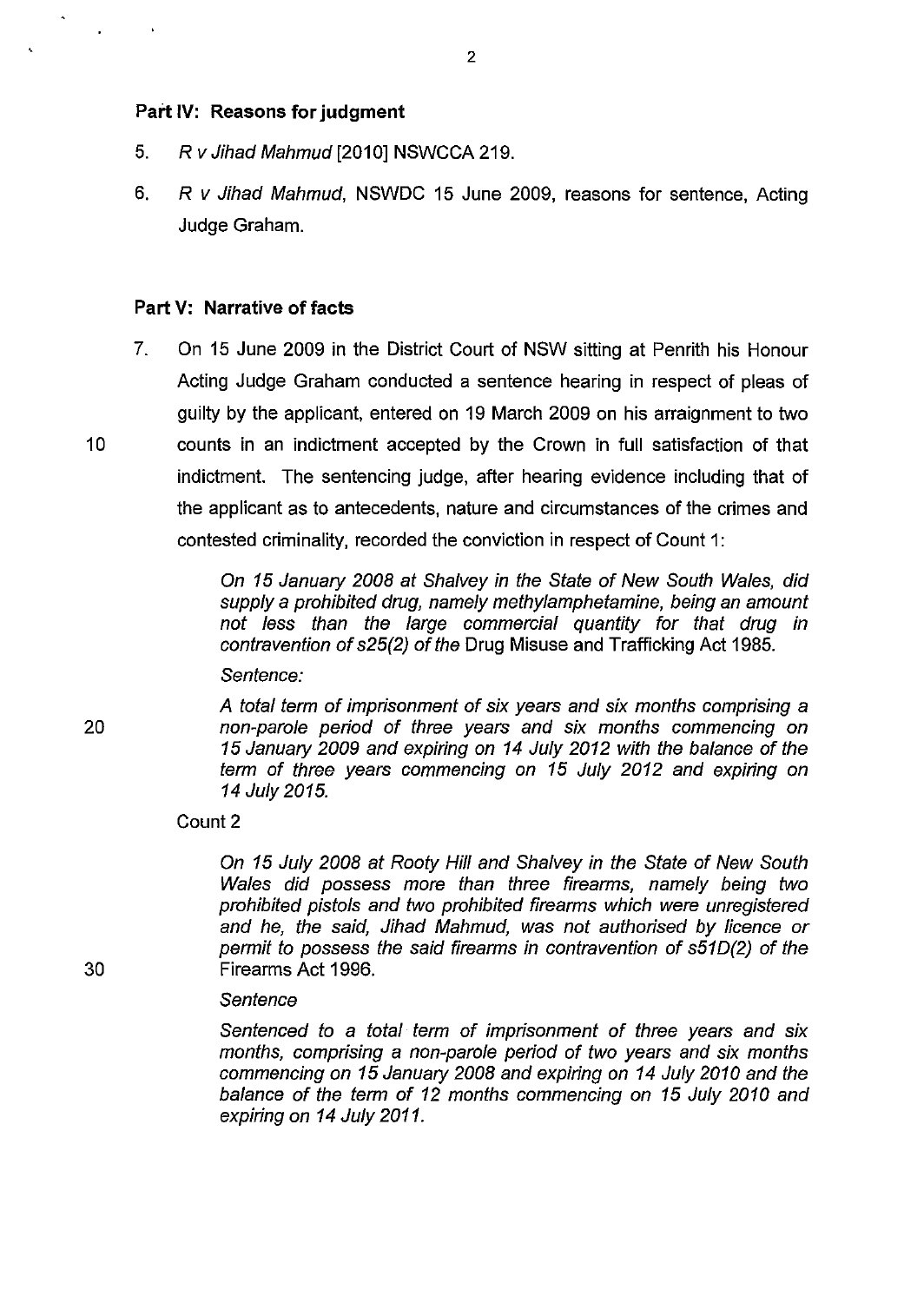**Part IV: Reasons for judgment**

5. *R v Jihad Mahmud* [2010] NSWCCA 219.

6. *R v Jihad Mahmud*, NSWDC 15 June 2009, reasons for sentence, Acting Judge Graham.

**Part V: Narrative of facts**

7. On 15 June 2009 in the District Court of NSW sitting at Penrith his Honour Acting Judge Graham conducted a sentence hearing in respect of pleas of guilty by the applicant, entered on 19 March 2009 on his arraignment to two counts in an indictment accepted by the Crown in full satisfaction of that indictment. The sentencing judge, after hearing evidence including that of the applicant as to antecedents, nature and circumstances of the crimes and contested criminality, recorded the conviction in respect of Count 1:

> *On 15 January 2008 at Shalvey in the State of New South Wales, did supply a prohibited drug, namely methylamphetamine, being an amount not less than the large commercial quantity for that drug in contravention of s25(2) of the* Drug Misuse and Trafficking Act 1985.
>
> *Sentence:*
>
> *A total term of imprisonment of six years and six months comprising a non-parole period of three years and six months commencing on 15 January 2009 and expiring on 14 July 2012 with the balance of the term of three years commencing on 15 July 2012 and expiring on 14 July 2015.*

Count 2

> *On 15 July 2008 at Rooty Hill and Shalvey in the State of New South Wales did possess more than three firearms, namely being two prohibited pistols and two prohibited firearms which were unregistered and he, the said, Jihad Mahmud, was not authorised by licence or permit to possess the said firearms in contravention of s51D(2) of the* Firearms Act 1996.
>
> *Sentence*
>
> *Sentenced to a total term of imprisonment of three years and six months, comprising a non-parole period of two years and six months commencing on 15 January 2008 and expiring on 14 July 2010 and the balance of the term of 12 months commencing on 15 July 2010 and expiring on 14 July 2011.*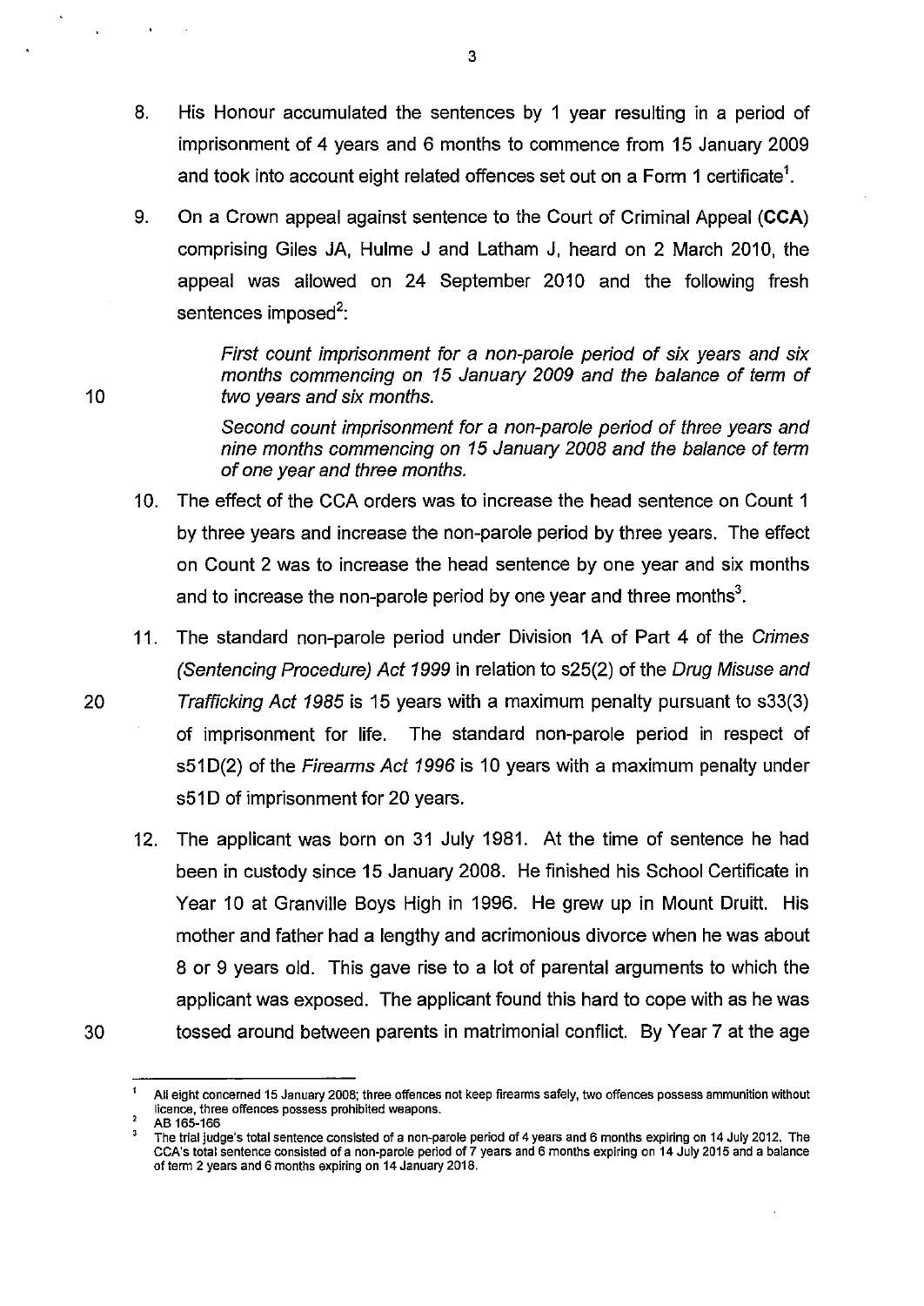8. His Honour accumulated the sentences by 1 year resulting in a period of imprisonment of 4 years and 6 months to commence from 15 January 2009 and took into account eight related offences set out on a Form 1 certificate[1].

9. On a Crown appeal against sentence to the Court of Criminal Appeal (**CCA**) comprising Giles JA, Hulme J and Latham J, heard on 2 March 2010, the appeal was allowed on 24 September 2010 and the following fresh sentences imposed[2]:

   *First count imprisonment for a non-parole period of six years and six months commencing on 15 January 2009 and the balance of term of two years and six months.*

   *Second count imprisonment for a non-parole period of three years and nine months commencing on 15 January 2008 and the balance of term of one year and three months.*

10. The effect of the CCA orders was to increase the head sentence on Count 1 by three years and increase the non-parole period by three years. The effect on Count 2 was to increase the head sentence by one year and six months and to increase the non-parole period by one year and three months[3].

11. The standard non-parole period under Division 1A of Part 4 of the *Crimes (Sentencing Procedure) Act 1999* in relation to s25(2) of the *Drug Misuse and Trafficking Act 1985* is 15 years with a maximum penalty pursuant to s33(3) of imprisonment for life. The standard non-parole period in respect of s51D(2) of the *Firearms Act 1996* is 10 years with a maximum penalty under s51D of imprisonment for 20 years.

12. The applicant was born on 31 July 1981. At the time of sentence he had been in custody since 15 January 2008. He finished his School Certificate in Year 10 at Granville Boys High in 1996. He grew up in Mount Druitt. His mother and father had a lengthy and acrimonious divorce when he was about 8 or 9 years old. This gave rise to a lot of parental arguments to which the applicant was exposed. The applicant found this hard to cope with as he was tossed around between parents in matrimonial conflict. By Year 7 at the age

---

[1] All eight concerned 15 January 2008; three offences not keep firearms safely, two offences possess ammunition without licence, three offences possess prohibited weapons.

[2] AB 165-166

[3] The trial judge's total sentence consisted of a non-parole period of 4 years and 6 months expiring on 14 July 2012. The CCA's total sentence consisted of a non-parole period of 7 years and 6 months expiring on 14 July 2015 and a balance of term 2 years and 6 months expiring on 14 January 2018.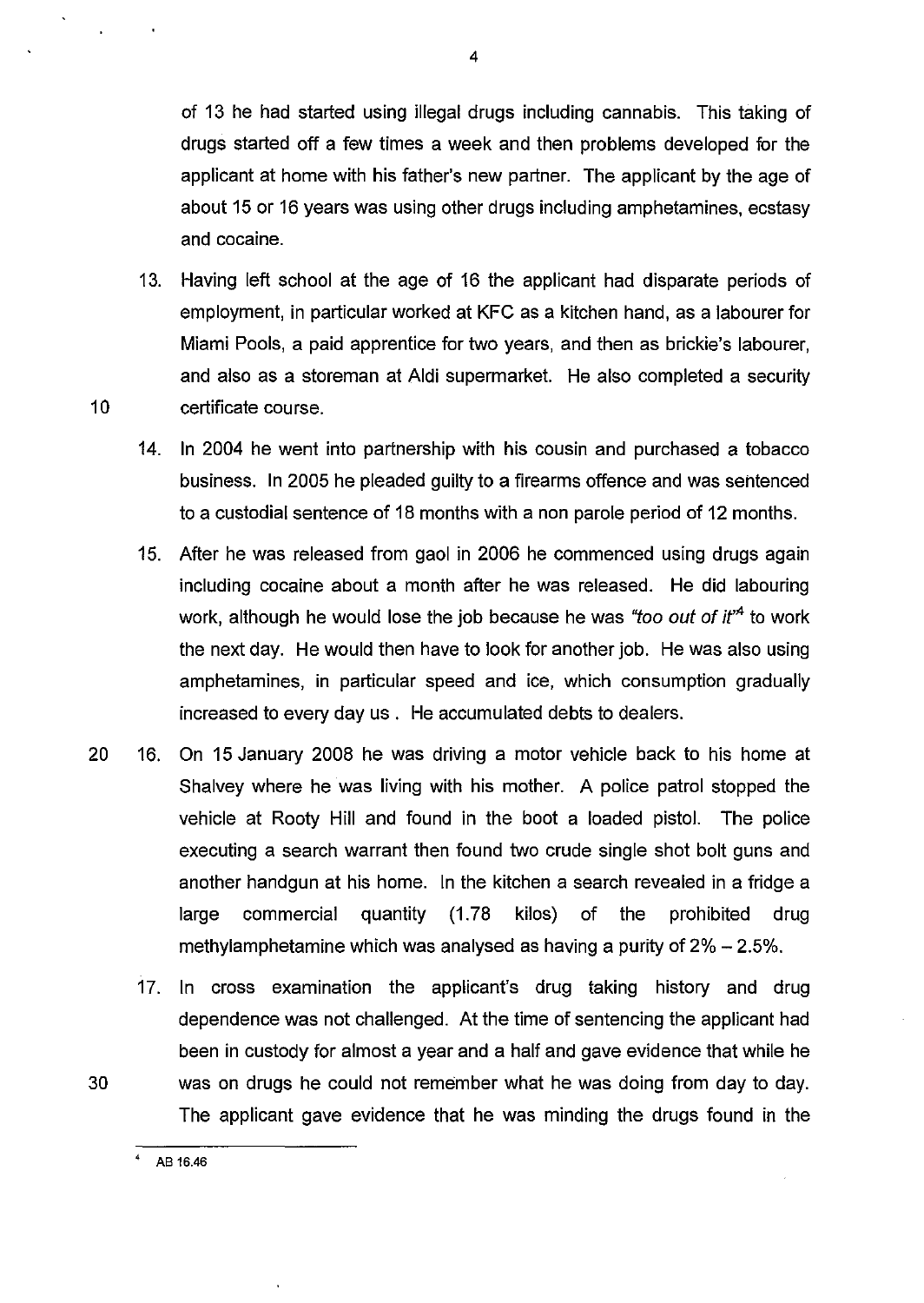of 13 he had started using illegal drugs including cannabis. This taking of drugs started off a few times a week and then problems developed for the applicant at home with his father's new partner. The applicant by the age of about 15 or 16 years was using other drugs including amphetamines, ecstasy and cocaine.

13. Having left school at the age of 16 the applicant had disparate periods of employment, in particular worked at KFC as a kitchen hand, as a labourer for Miami Pools, a paid apprentice for two years, and then as brickie's labourer, and also as a storeman at Aldi supermarket. He also completed a security certificate course.

14. In 2004 he went into partnership with his cousin and purchased a tobacco business. In 2005 he pleaded guilty to a firearms offence and was sentenced to a custodial sentence of 18 months with a non parole period of 12 months.

15. After he was released from gaol in 2006 he commenced using drugs again including cocaine about a month after he was released. He did labouring work, although he would lose the job because he was *"too out of it"*[4] to work the next day. He would then have to look for another job. He was also using amphetamines, in particular speed and ice, which consumption gradually increased to every day us . He accumulated debts to dealers.

16. On 15 January 2008 he was driving a motor vehicle back to his home at Shalvey where he was living with his mother. A police patrol stopped the vehicle at Rooty Hill and found in the boot a loaded pistol. The police executing a search warrant then found two crude single shot bolt guns and another handgun at his home. In the kitchen a search revealed in a fridge a large commercial quantity (1.78 kilos) of the prohibited drug methylamphetamine which was analysed as having a purity of 2% – 2.5%.

17. In cross examination the applicant's drug taking history and drug dependence was not challenged. At the time of sentencing the applicant had been in custody for almost a year and a half and gave evidence that while he was on drugs he could not remember what he was doing from day to day. The applicant gave evidence that he was minding the drugs found in the

[4] AB 16.46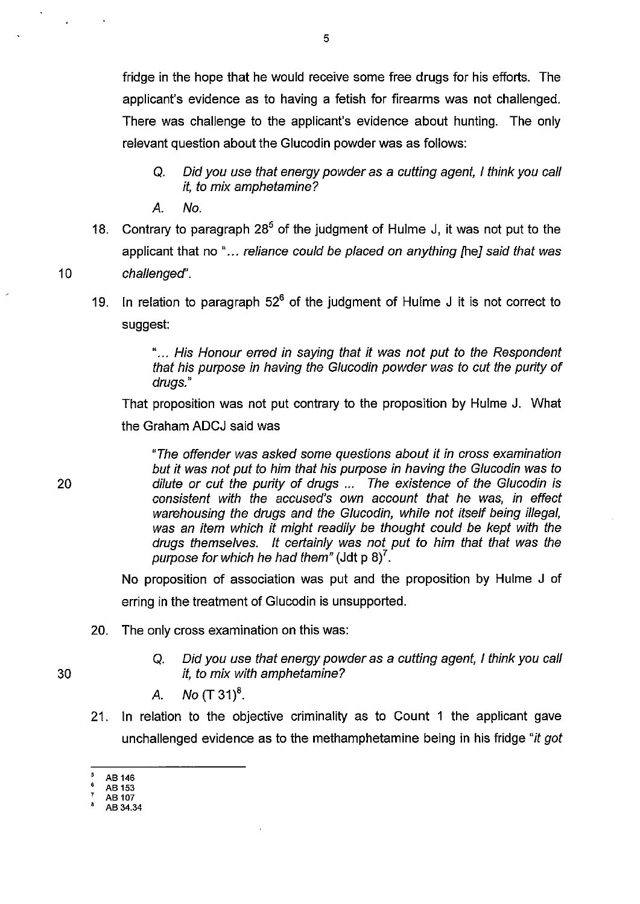fridge in the hope that he would receive some free drugs for his efforts. The applicant's evidence as to having a fetish for firearms was not challenged. There was challenge to the applicant's evidence about hunting. The only relevant question about the Glucodin powder was as follows:

> Q. *Did you use that energy powder as a cutting agent, I think you call it, to mix amphetamine?*
>
> A. *No.*

18. Contrary to paragraph 28[5] of the judgment of Hulme J, it was not put to the applicant that no "*... reliance could be placed on anything [he] said that was challenged*".

19. In relation to paragraph 52[6] of the judgment of Hulme J it is not correct to suggest:

> "*... His Honour erred in saying that it was not put to the Respondent that his purpose in having the Glucodin powder was to cut the purity of drugs.*"

That proposition was not put contrary to the proposition by Hulme J. What the Graham ADCJ said was

> "*The offender was asked some questions about it in cross examination but it was not put to him that his purpose in having the Glucodin was to dilute or cut the purity of drugs ... The existence of the Glucodin is consistent with the accused's own account that he was, in effect warehousing the drugs and the Glucodin, while not itself being illegal, was an item which it might readily be thought could be kept with the drugs themselves. It certainly was not put to him that that was the purpose for which he had them*" (Jdt p 8)[7].

No proposition of association was put and the proposition by Hulme J of erring in the treatment of Glucodin is unsupported.

20. The only cross examination on this was:

> Q. *Did you use that energy powder as a cutting agent, I think you call it, to mix with amphetamine?*
>
> A. *No* (T 31)[8].

21. In relation to the objective criminality as to Count 1 the applicant gave unchallenged evidence as to the methamphetamine being in his fridge "*it got*

---

[5] AB 146
[6] AB 153
[7] AB 107
[8] AB 34.34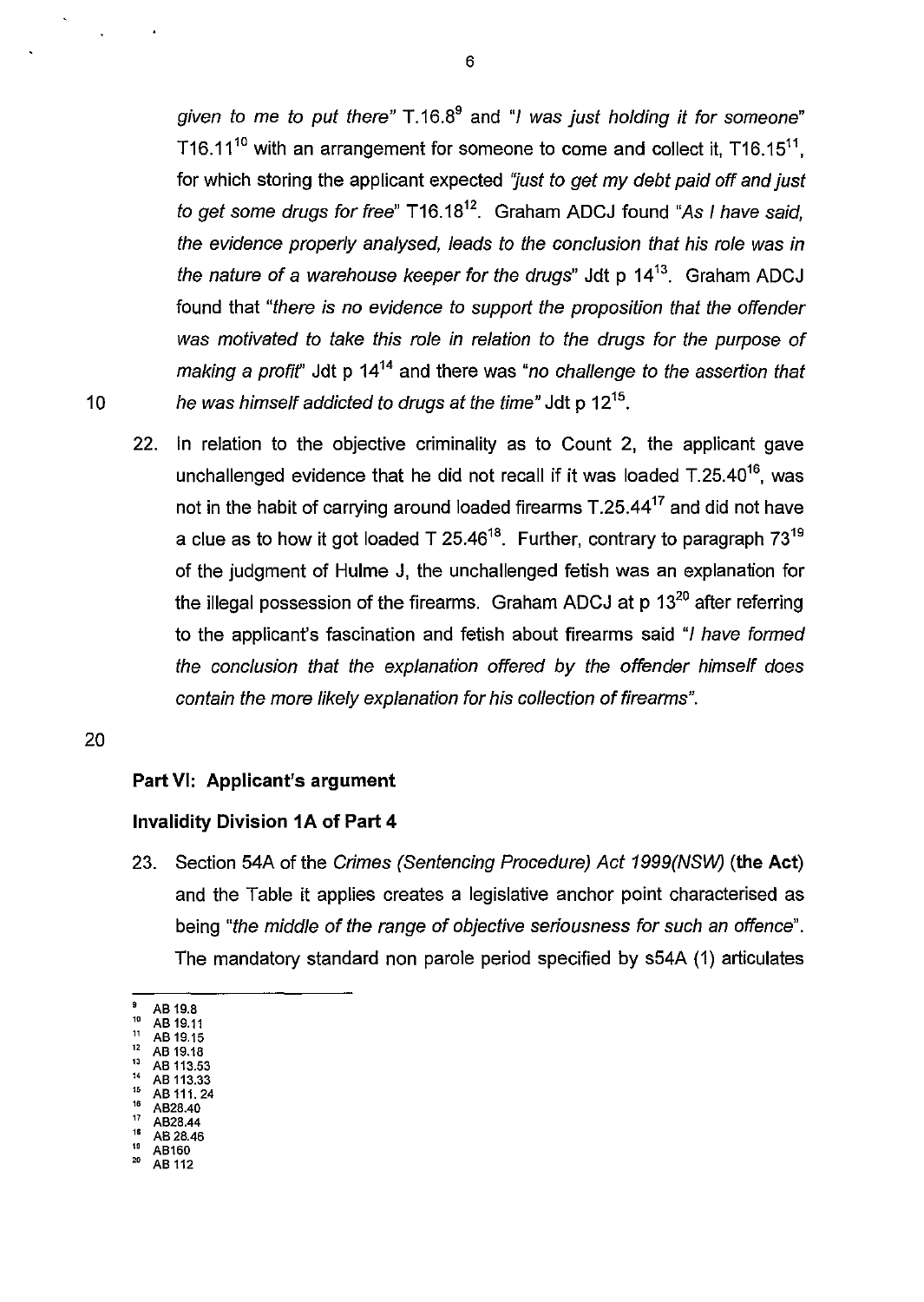*given to me to put there"* T.16.8[9] and *"I was just holding it for someone"* T16.11[10] with an arrangement for someone to come and collect it, T16.15[11], for which storing the applicant expected *"just to get my debt paid off and just to get some drugs for free"* T16.18[12]. Graham ADCJ found *"As I have said, the evidence properly analysed, leads to the conclusion that his role was in the nature of a warehouse keeper for the drugs"* Jdt p 14[13]. Graham ADCJ found that *"there is no evidence to support the proposition that the offender was motivated to take this role in relation to the drugs for the purpose of making a profit"* Jdt p 14[14] and there was *"no challenge to the assertion that he was himself addicted to drugs at the time"* Jdt p 12[15].

22. In relation to the objective criminality as to Count 2, the applicant gave unchallenged evidence that he did not recall if it was loaded T.25.40[16], was not in the habit of carrying around loaded firearms T.25.44[17] and did not have a clue as to how it got loaded T 25.46[18]. Further, contrary to paragraph 73[19] of the judgment of Hulme J, the unchallenged fetish was an explanation for the illegal possession of the firearms. Graham ADCJ at p 13[20] after referring to the applicant's fascination and fetish about firearms said *"I have formed the conclusion that the explanation offered by the offender himself does contain the more likely explanation for his collection of firearms"*.

## Part VI: Applicant's argument

### Invalidity Division 1A of Part 4

23. Section 54A of the *Crimes (Sentencing Procedure) Act 1999(NSW)* (**the Act**) and the Table it applies creates a legislative anchor point characterised as being *"the middle of the range of objective seriousness for such an offence"*. The mandatory standard non parole period specified by s54A (1) articulates

---

9 AB 19.8
10 AB 19.11
11 AB 19.15
12 AB 19.18
13 AB 113.53
14 AB 113.33
15 AB 111. 24
16 AB28.40
17 AB28.44
18 AB 28.46
19 AB160
20 AB 112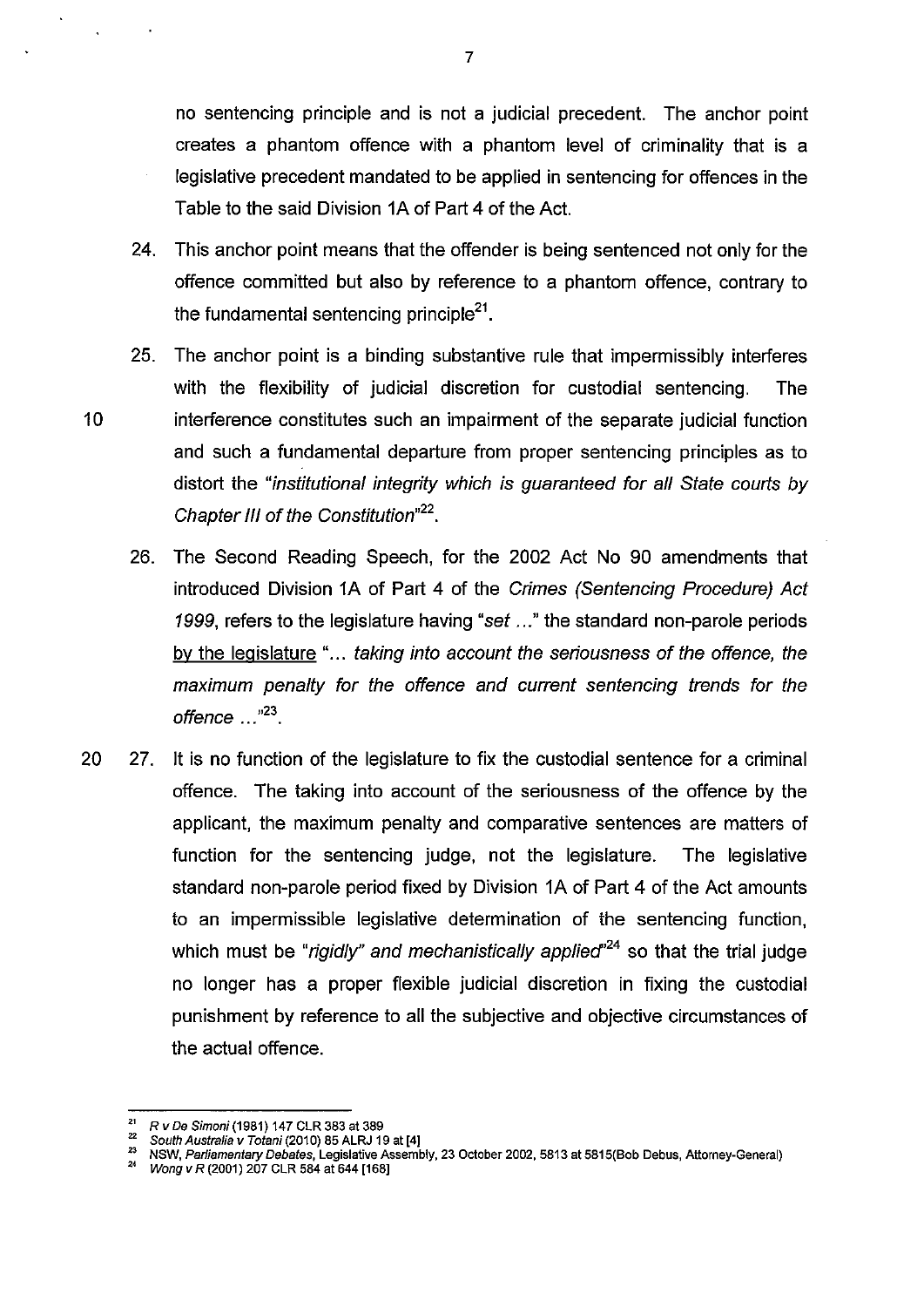no sentencing principle and is not a judicial precedent. The anchor point creates a phantom offence with a phantom level of criminality that is a legislative precedent mandated to be applied in sentencing for offences in the Table to the said Division 1A of Part 4 of the Act.

24. This anchor point means that the offender is being sentenced not only for the offence committed but also by reference to a phantom offence, contrary to the fundamental sentencing principle[21].

25. The anchor point is a binding substantive rule that impermissibly interferes with the flexibility of judicial discretion for custodial sentencing. The interference constitutes such an impairment of the separate judicial function and such a fundamental departure from proper sentencing principles as to distort the "*institutional integrity which is guaranteed for all State courts by Chapter III of the Constitution*"[22].

26. The Second Reading Speech, for the 2002 Act No 90 amendments that introduced Division 1A of Part 4 of the *Crimes (Sentencing Procedure) Act 1999*, refers to the legislature having "*set ...*" the standard non-parole periods <u>by the legislature</u> "*... taking into account the seriousness of the offence, the maximum penalty for the offence and current sentencing trends for the offence ...*"[23].

27. It is no function of the legislature to fix the custodial sentence for a criminal offence. The taking into account of the seriousness of the offence by the applicant, the maximum penalty and comparative sentences are matters of function for the sentencing judge, not the legislature. The legislative standard non-parole period fixed by Division 1A of Part 4 of the Act amounts to an impermissible legislative determination of the sentencing function, which must be "*rigidly" and mechanistically applied*"[24] so that the trial judge no longer has a proper flexible judicial discretion in fixing the custodial punishment by reference to all the subjective and objective circumstances of the actual offence.

---

[21] *R v De Simoni* (1981) 147 CLR 383 at 389

[22] *South Australia v Totani* (2010) 85 ALRJ 19 at [4]

[23] NSW, *Parliamentary Debates*, Legislative Assembly, 23 October 2002, 5813 at 5815(Bob Debus, Attorney-General)

[24] *Wong v R* (2001) 207 CLR 584 at 644 [168]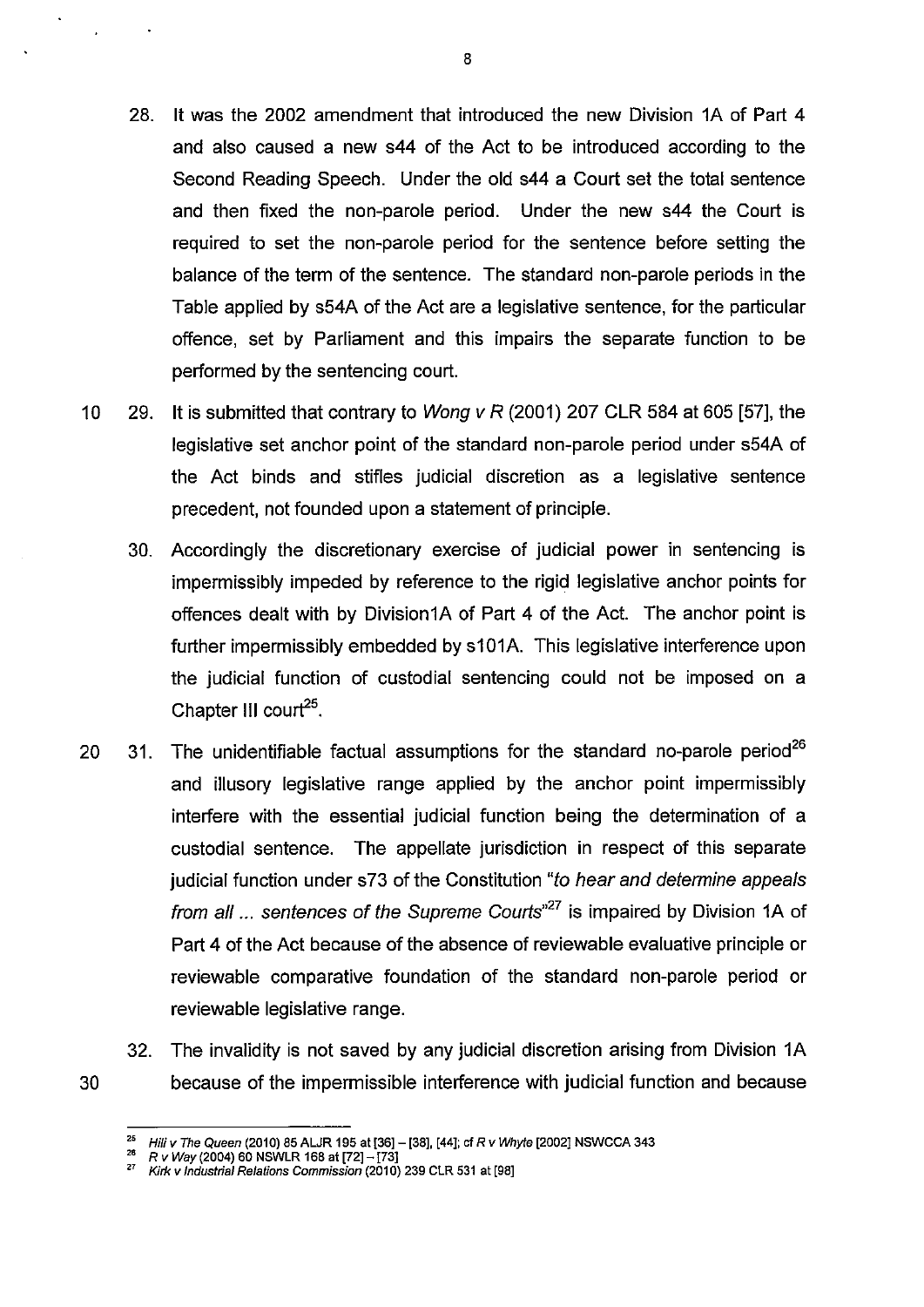28. It was the 2002 amendment that introduced the new Division 1A of Part 4 and also caused a new s44 of the Act to be introduced according to the Second Reading Speech. Under the old s44 a Court set the total sentence and then fixed the non-parole period. Under the new s44 the Court is required to set the non-parole period for the sentence before setting the balance of the term of the sentence. The standard non-parole periods in the Table applied by s54A of the Act are a legislative sentence, for the particular offence, set by Parliament and this impairs the separate function to be performed by the sentencing court.

29. It is submitted that contrary to *Wong v R* (2001) 207 CLR 584 at 605 [57], the legislative set anchor point of the standard non-parole period under s54A of the Act binds and stifles judicial discretion as a legislative sentence precedent, not founded upon a statement of principle.

30. Accordingly the discretionary exercise of judicial power in sentencing is impermissibly impeded by reference to the rigid legislative anchor points for offences dealt with by Division1A of Part 4 of the Act. The anchor point is further impermissibly embedded by s101A. This legislative interference upon the judicial function of custodial sentencing could not be imposed on a Chapter III court[25].

31. The unidentifiable factual assumptions for the standard no-parole period[26] and illusory legislative range applied by the anchor point impermissibly interfere with the essential judicial function being the determination of a custodial sentence. The appellate jurisdiction in respect of this separate judicial function under s73 of the Constitution *"to hear and determine appeals from all ... sentences of the Supreme Courts"*[27] is impaired by Division 1A of Part 4 of the Act because of the absence of reviewable evaluative principle or reviewable comparative foundation of the standard non-parole period or reviewable legislative range.

32. The invalidity is not saved by any judicial discretion arising from Division 1A because of the impermissible interference with judicial function and because

---

[25] *Hili v The Queen* (2010) 85 ALJR 195 at [36] – [38], [44]; cf *R v Whyte* [2002] NSWCCA 343

[26] *R v Way* (2004) 60 NSWLR 168 at [72] – [73]

[27] *Kirk v Industrial Relations Commission* (2010) 239 CLR 531 at [98]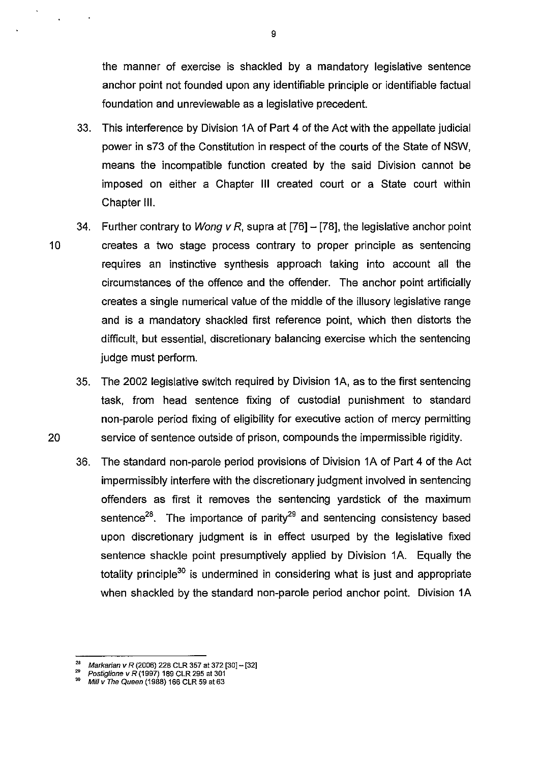the manner of exercise is shackled by a mandatory legislative sentence anchor point not founded upon any identifiable principle or identifiable factual foundation and unreviewable as a legislative precedent.

33. This interference by Division 1A of Part 4 of the Act with the appellate judicial power in s73 of the Constitution in respect of the courts of the State of NSW, means the incompatible function created by the said Division cannot be imposed on either a Chapter III created court or a State court within Chapter III.

34. Further contrary to *Wong v R*, supra at [76] – [78], the legislative anchor point creates a two stage process contrary to proper principle as sentencing requires an instinctive synthesis approach taking into account all the circumstances of the offence and the offender. The anchor point artificially creates a single numerical value of the middle of the illusory legislative range and is a mandatory shackled first reference point, which then distorts the difficult, but essential, discretionary balancing exercise which the sentencing judge must perform.

35. The 2002 legislative switch required by Division 1A, as to the first sentencing task, from head sentence fixing of custodial punishment to standard non-parole period fixing of eligibility for executive action of mercy permitting service of sentence outside of prison, compounds the impermissible rigidity.

36. The standard non-parole period provisions of Division 1A of Part 4 of the Act impermissibly interfere with the discretionary judgment involved in sentencing offenders as first it removes the sentencing yardstick of the maximum sentence[28]. The importance of parity[29] and sentencing consistency based upon discretionary judgment is in effect usurped by the legislative fixed sentence shackle point presumptively applied by Division 1A. Equally the totality principle[30] is undermined in considering what is just and appropriate when shackled by the standard non-parole period anchor point. Division 1A

---

[28] *Markarian v R* (2006) 228 CLR 357 at 372 [30] – [32]

[29] *Postiglione v R* (1997) 189 CLR 295 at 301

[30] *Mill v The Queen* (1988) 166 CLR 59 at 63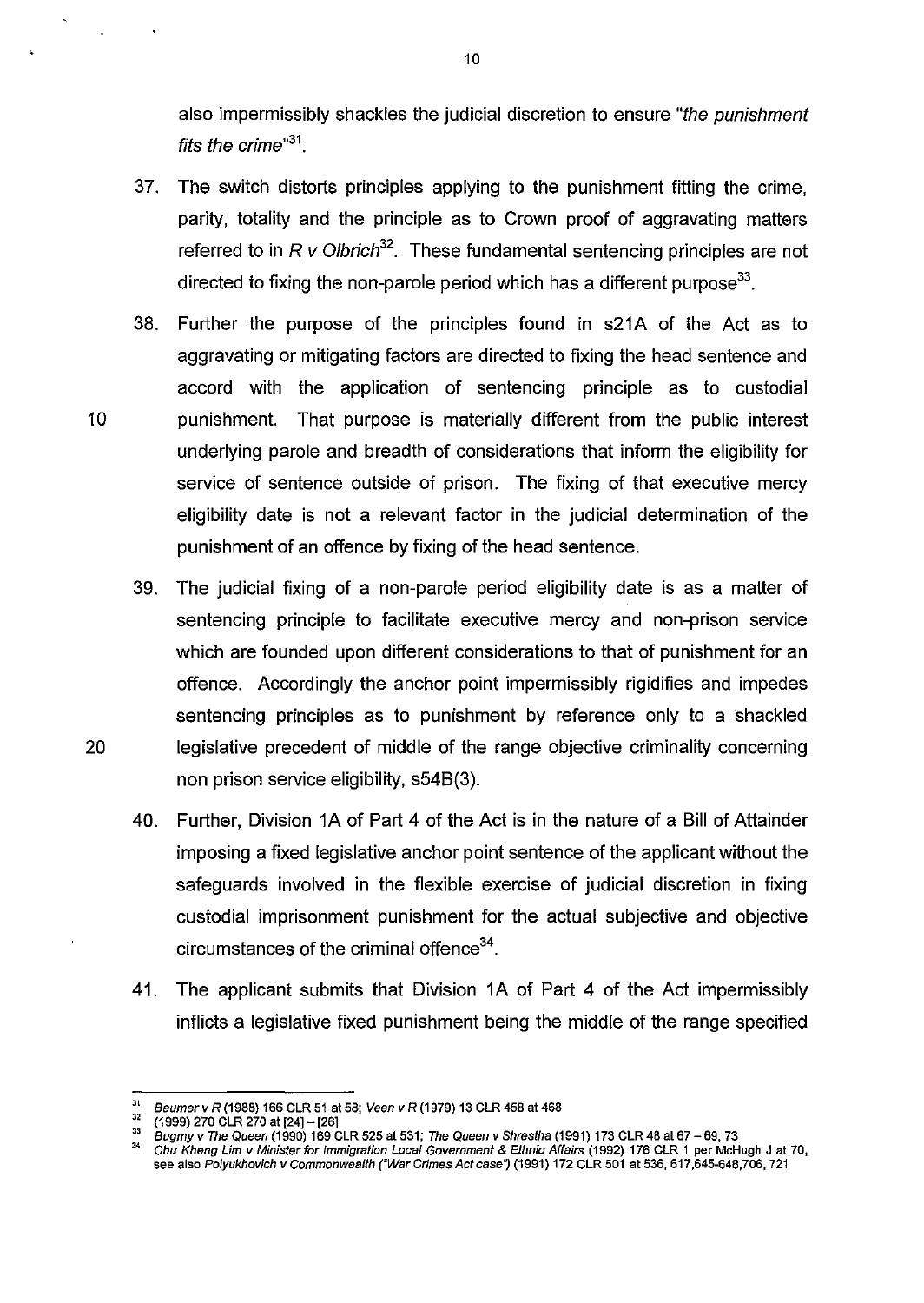also impermissibly shackles the judicial discretion to ensure "*the punishment fits the crime*"[31].

37. The switch distorts principles applying to the punishment fitting the crime, parity, totality and the principle as to Crown proof of aggravating matters referred to in *R v Olbrich*[32]. These fundamental sentencing principles are not directed to fixing the non-parole period which has a different purpose[33].

38. Further the purpose of the principles found in s21A of the Act as to aggravating or mitigating factors are directed to fixing the head sentence and accord with the application of sentencing principle as to custodial punishment. That purpose is materially different from the public interest underlying parole and breadth of considerations that inform the eligibility for service of sentence outside of prison. The fixing of that executive mercy eligibility date is not a relevant factor in the judicial determination of the punishment of an offence by fixing of the head sentence.

39. The judicial fixing of a non-parole period eligibility date is as a matter of sentencing principle to facilitate executive mercy and non-prison service which are founded upon different considerations to that of punishment for an offence. Accordingly the anchor point impermissibly rigidifies and impedes sentencing principles as to punishment by reference only to a shackled legislative precedent of middle of the range objective criminality concerning non prison service eligibility, s54B(3).

40. Further, Division 1A of Part 4 of the Act is in the nature of a Bill of Attainder imposing a fixed legislative anchor point sentence of the applicant without the safeguards involved in the flexible exercise of judicial discretion in fixing custodial imprisonment punishment for the actual subjective and objective circumstances of the criminal offence[34].

41. The applicant submits that Division 1A of Part 4 of the Act impermissibly inflicts a legislative fixed punishment being the middle of the range specified

---

[31] *Baumer v R* (1988) 166 CLR 51 at 58; *Veen v R* (1979) 13 CLR 458 at 468

[32] (1999) 270 CLR 270 at [24] – [26]

[33] *Bugmy v The Queen* (1990) 169 CLR 525 at 531; *The Queen v Shrestha* (1991) 173 CLR 48 at 67 – 69, 73

[34] *Chu Kheng Lim v Minister for Immigration Local Government & Ethnic Affairs* (1992) 176 CLR 1 per McHugh J at 70, see also *Polyukhovich v Commonwealth ("War Crimes Act case")* (1991) 172 CLR 501 at 536, 617,645-648,706, 721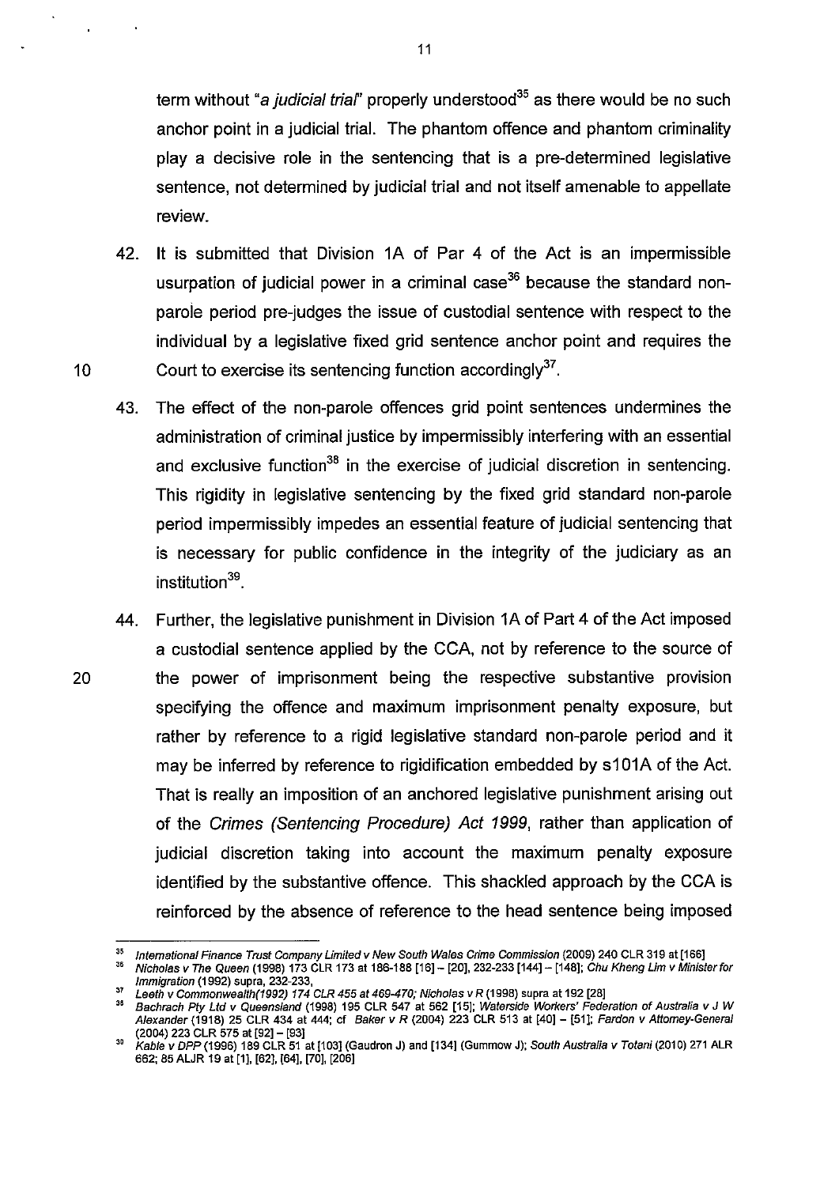term without "*a judicial trial*" properly understood[35] as there would be no such anchor point in a judicial trial. The phantom offence and phantom criminality play a decisive role in the sentencing that is a pre-determined legislative sentence, not determined by judicial trial and not itself amenable to appellate review.

42. It is submitted that Division 1A of Par 4 of the Act is an impermissible usurpation of judicial power in a criminal case[36] because the standard non-parole period pre-judges the issue of custodial sentence with respect to the individual by a legislative fixed grid sentence anchor point and requires the Court to exercise its sentencing function accordingly[37].

43. The effect of the non-parole offences grid point sentences undermines the administration of criminal justice by impermissibly interfering with an essential and exclusive function[38] in the exercise of judicial discretion in sentencing. This rigidity in legislative sentencing by the fixed grid standard non-parole period impermissibly impedes an essential feature of judicial sentencing that is necessary for public confidence in the integrity of the judiciary as an institution[39].

44. Further, the legislative punishment in Division 1A of Part 4 of the Act imposed a custodial sentence applied by the CCA, not by reference to the source of the power of imprisonment being the respective substantive provision specifying the offence and maximum imprisonment penalty exposure, but rather by reference to a rigid legislative standard non-parole period and it may be inferred by reference to rigidification embedded by s101A of the Act. That is really an imposition of an anchored legislative punishment arising out of the *Crimes (Sentencing Procedure) Act 1999*, rather than application of judicial discretion taking into account the maximum penalty exposure identified by the substantive offence. This shackled approach by the CCA is reinforced by the absence of reference to the head sentence being imposed

---

[35] *International Finance Trust Company Limited v New South Wales Crime Commission* (2009) 240 CLR 319 at [166]

[36] *Nicholas v The Queen* (1998) 173 CLR 173 at 186-188 [16] – [20], 232-233 [144] – [148]; *Chu Kheng Lim v Minister for Immigration* (1992) supra, 232-233,

[37] *Leeth v Commonwealth(1992) 174 CLR 455 at 469-470; Nicholas v R* (1998) supra at 192 [28]

[38] *Bachrach Pty Ltd v Queensland* (1998) 195 CLR 547 at 562 [15]; *Waterside Workers' Federation of Australia v J W Alexander* (1918) 25 CLR 434 at 444; cf *Baker v R* (2004) 223 CLR 513 at [40] – [51]; *Fardon v Attorney-General* (2004) 223 CLR 575 at [92] – [93]

[39] *Kable v DPP* (1996) 189 CLR 51 at [103] (Gaudron J) and [134] (Gummow J); *South Australia v Totani* (2010) 271 ALR 662; 85 ALJR 19 at [1], [62], [64], [70], [206]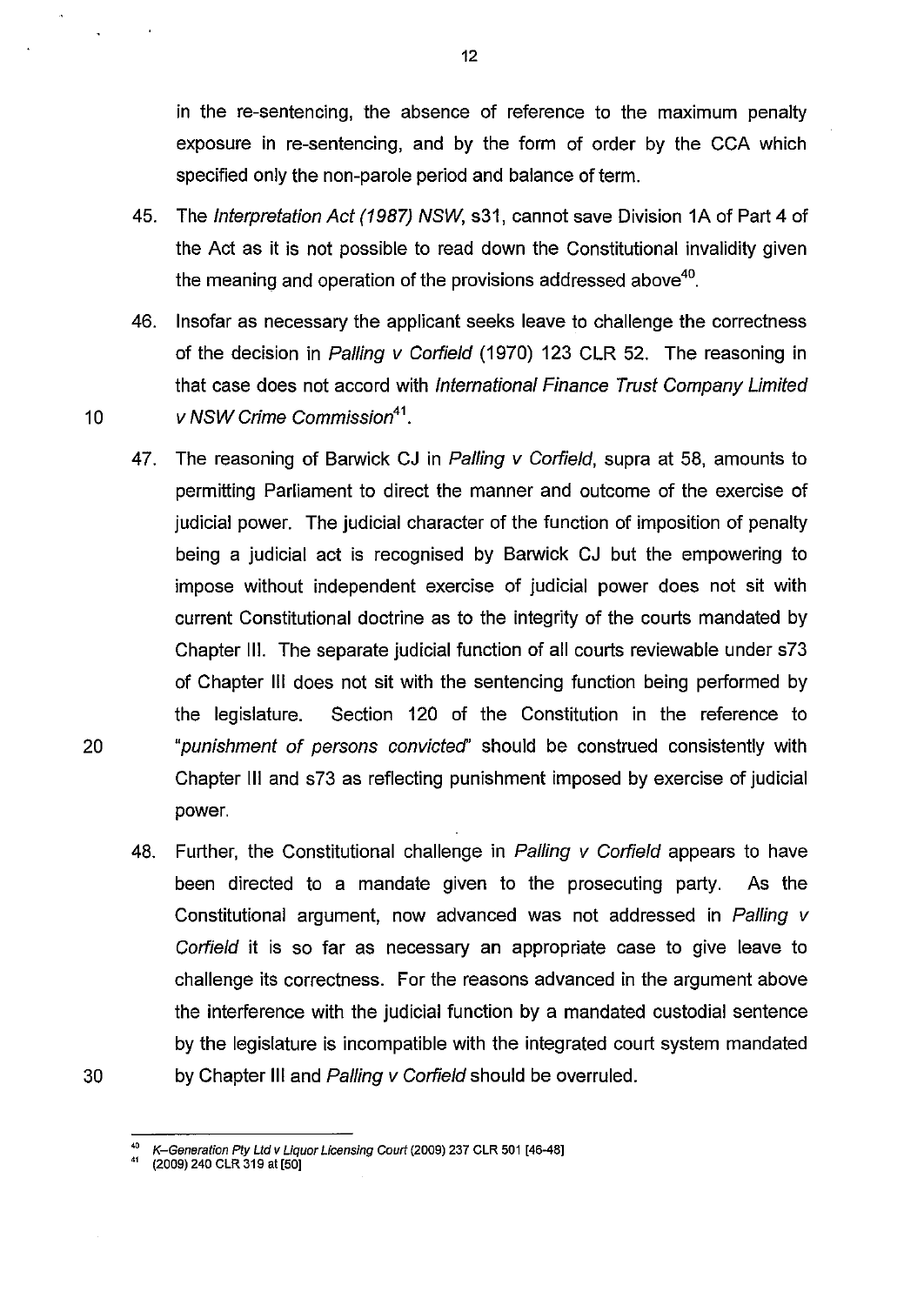in the re-sentencing, the absence of reference to the maximum penalty exposure in re-sentencing, and by the form of order by the CCA which specified only the non-parole period and balance of term.

45. The *Interpretation Act (1987) NSW*, s31, cannot save Division 1A of Part 4 of the Act as it is not possible to read down the Constitutional invalidity given the meaning and operation of the provisions addressed above[40].

46. Insofar as necessary the applicant seeks leave to challenge the correctness of the decision in *Palling v Corfield* (1970) 123 CLR 52. The reasoning in that case does not accord with *International Finance Trust Company Limited v NSW Crime Commission*[41].

47. The reasoning of Barwick CJ in *Palling v Corfield*, supra at 58, amounts to permitting Parliament to direct the manner and outcome of the exercise of judicial power. The judicial character of the function of imposition of penalty being a judicial act is recognised by Barwick CJ but the empowering to impose without independent exercise of judicial power does not sit with current Constitutional doctrine as to the integrity of the courts mandated by Chapter III. The separate judicial function of all courts reviewable under s73 of Chapter III does not sit with the sentencing function being performed by the legislature. Section 120 of the Constitution in the reference to "*punishment of persons convicted*" should be construed consistently with Chapter III and s73 as reflecting punishment imposed by exercise of judicial power.

48. Further, the Constitutional challenge in *Palling v Corfield* appears to have been directed to a mandate given to the prosecuting party. As the Constitutional argument, now advanced was not addressed in *Palling v Corfield* it is so far as necessary an appropriate case to give leave to challenge its correctness. For the reasons advanced in the argument above the interference with the judicial function by a mandated custodial sentence by the legislature is incompatible with the integrated court system mandated by Chapter III and *Palling v Corfield* should be overruled.

---

[40] *K–Generation Pty Ltd v Liquor Licensing Court* (2009) 237 CLR 501 [46-48]

[41] (2009) 240 CLR 319 at [50]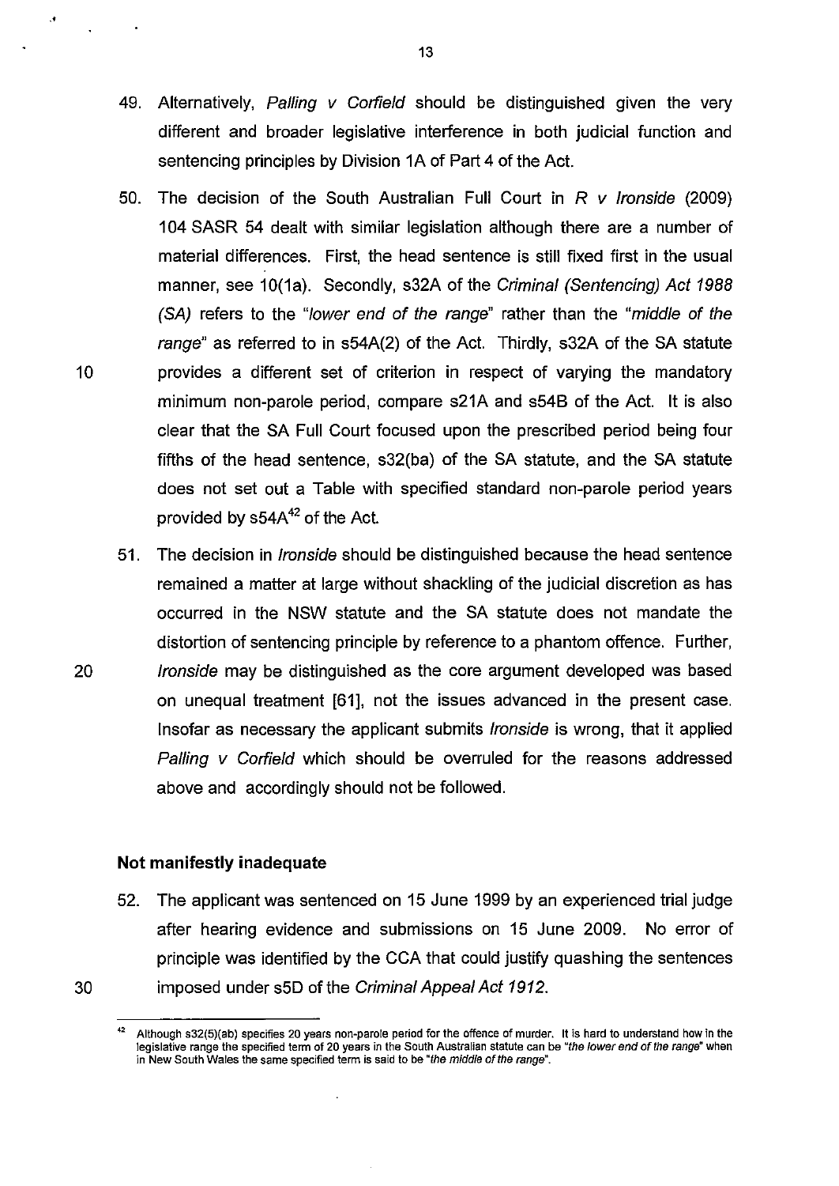49. Alternatively, *Palling v Corfield* should be distinguished given the very different and broader legislative interference in both judicial function and sentencing principles by Division 1A of Part 4 of the Act.

50. The decision of the South Australian Full Court in *R v Ironside* (2009) 104 SASR 54 dealt with similar legislation although there are a number of material differences. First, the head sentence is still fixed first in the usual manner, see 10(1a). Secondly, s32A of the *Criminal (Sentencing) Act 1988 (SA)* refers to the "*lower end of the range*" rather than the "*middle of the range*" as referred to in s54A(2) of the Act. Thirdly, s32A of the SA statute provides a different set of criterion in respect of varying the mandatory minimum non-parole period, compare s21A and s54B of the Act. It is also clear that the SA Full Court focused upon the prescribed period being four fifths of the head sentence, s32(ba) of the SA statute, and the SA statute does not set out a Table with specified standard non-parole period years provided by s54A[42] of the Act.

51. The decision in *Ironside* should be distinguished because the head sentence remained a matter at large without shackling of the judicial discretion as has occurred in the NSW statute and the SA statute does not mandate the distortion of sentencing principle by reference to a phantom offence. Further, *Ironside* may be distinguished as the core argument developed was based on unequal treatment [61], not the issues advanced in the present case. Insofar as necessary the applicant submits *Ironside* is wrong, that it applied *Palling v Corfield* which should be overruled for the reasons addressed above and accordingly should not be followed.

### Not manifestly inadequate

52. The applicant was sentenced on 15 June 1999 by an experienced trial judge after hearing evidence and submissions on 15 June 2009. No error of principle was identified by the CCA that could justify quashing the sentences imposed under s5D of the *Criminal Appeal Act 1912*.

---

[42] Although s32(5)(ab) specifies 20 years non-parole period for the offence of murder. It is hard to understand how in the legislative range the specified term of 20 years in the South Australian statute can be "*the lower end of the range*" when in New South Wales the same specified term is said to be "*the middle of the range*".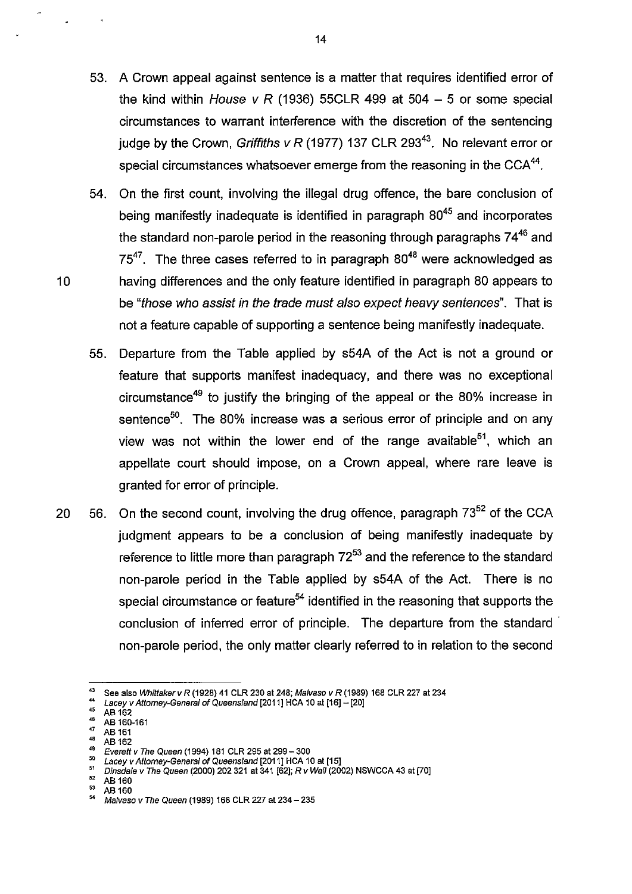53. A Crown appeal against sentence is a matter that requires identified error of the kind within *House v R* (1936) 55CLR 499 at 504 – 5 or some special circumstances to warrant interference with the discretion of the sentencing judge by the Crown, *Griffiths v R* (1977) 137 CLR 293[43]. No relevant error or special circumstances whatsoever emerge from the reasoning in the CCA[44].

54. On the first count, involving the illegal drug offence, the bare conclusion of being manifestly inadequate is identified in paragraph 80[45] and incorporates the standard non-parole period in the reasoning through paragraphs 74[46] and 75[47]. The three cases referred to in paragraph 80[48] were acknowledged as having differences and the only feature identified in paragraph 80 appears to be "*those who assist in the trade must also expect heavy sentences*". That is not a feature capable of supporting a sentence being manifestly inadequate.

55. Departure from the Table applied by s54A of the Act is not a ground or feature that supports manifest inadequacy, and there was no exceptional circumstance[49] to justify the bringing of the appeal or the 80% increase in sentence[50]. The 80% increase was a serious error of principle and on any view was not within the lower end of the range available[51], which an appellate court should impose, on a Crown appeal, where rare leave is granted for error of principle.

56. On the second count, involving the drug offence, paragraph 73[52] of the CCA judgment appears to be a conclusion of being manifestly inadequate by reference to little more than paragraph 72[53] and the reference to the standard non-parole period in the Table applied by s54A of the Act. There is no special circumstance or feature[54] identified in the reasoning that supports the conclusion of inferred error of principle. The departure from the standard non-parole period, the only matter clearly referred to in relation to the second

---

[43] See also *Whittaker v R* (1928) 41 CLR 230 at 248; *Malvaso v R* (1989) 168 CLR 227 at 234
[44] *Lacey v Attorney-General of Queensland* [2011] HCA 10 at [16] – [20]
[45] AB 162
[46] AB 160-161
[47] AB 161
[48] AB 162
[49] *Everett v The Queen* (1994) 181 CLR 295 at 299 – 300
[50] *Lacey v Attorney-General of Queensland* [2011] HCA 10 at [15]
[51] *Dinsdale v The Queen* (2000) 202 321 at 341 [62]; *R v Wall* (2002) NSWCCA 43 at [70]
[52] AB 160
[53] AB 160
[54] *Malvaso v The Queen* (1989) 168 CLR 227 at 234 – 235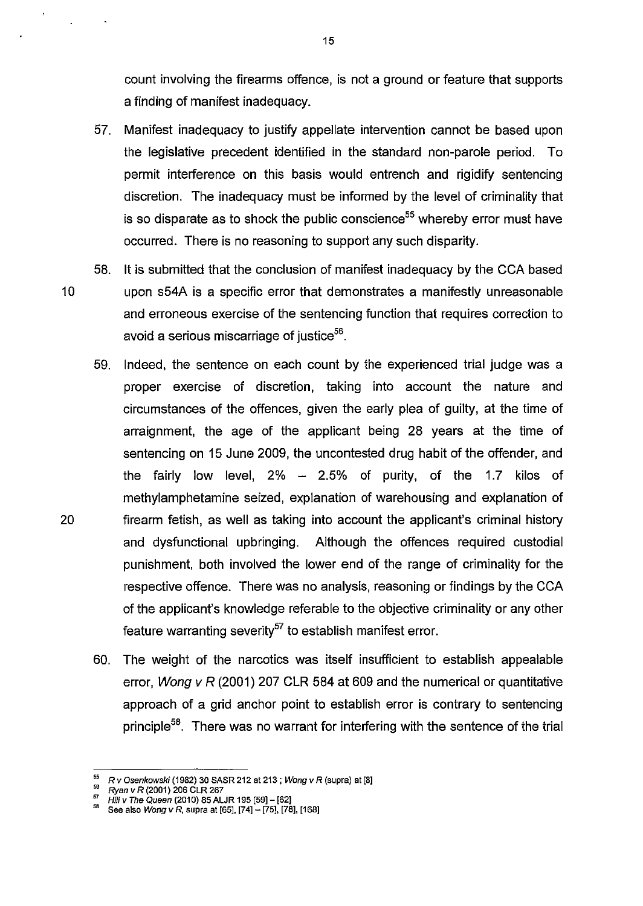count involving the firearms offence, is not a ground or feature that supports a finding of manifest inadequacy.

57. Manifest inadequacy to justify appellate intervention cannot be based upon the legislative precedent identified in the standard non-parole period. To permit interference on this basis would entrench and rigidify sentencing discretion. The inadequacy must be informed by the level of criminality that is so disparate as to shock the public conscience[55] whereby error must have occurred. There is no reasoning to support any such disparity.

58. It is submitted that the conclusion of manifest inadequacy by the CCA based upon s54A is a specific error that demonstrates a manifestly unreasonable and erroneous exercise of the sentencing function that requires correction to avoid a serious miscarriage of justice[56].

59. Indeed, the sentence on each count by the experienced trial judge was a proper exercise of discretion, taking into account the nature and circumstances of the offences, given the early plea of guilty, at the time of arraignment, the age of the applicant being 28 years at the time of sentencing on 15 June 2009, the uncontested drug habit of the offender, and the fairly low level, 2% – 2.5% of purity, of the 1.7 kilos of methylamphetamine seized, explanation of warehousing and explanation of firearm fetish, as well as taking into account the applicant's criminal history and dysfunctional upbringing. Although the offences required custodial punishment, both involved the lower end of the range of criminality for the respective offence. There was no analysis, reasoning or findings by the CCA of the applicant's knowledge referable to the objective criminality or any other feature warranting severity[57] to establish manifest error.

60. The weight of the narcotics was itself insufficient to establish appealable error, *Wong v R* (2001) 207 CLR 584 at 609 and the numerical or quantitative approach of a grid anchor point to establish error is contrary to sentencing principle[58]. There was no warrant for interfering with the sentence of the trial

---

[55] *R v Osenkowski* (1982) 30 SASR 212 at 213 ; *Wong v R* (supra) at [8]

[56] *Ryan v R* (2001) 206 CLR 267

[57] *Hili v The Queen* (2010) 85 ALJR 195 [59] – [62]

[58] See also *Wong v R*, supra at [65], [74] – [75], [78], [168]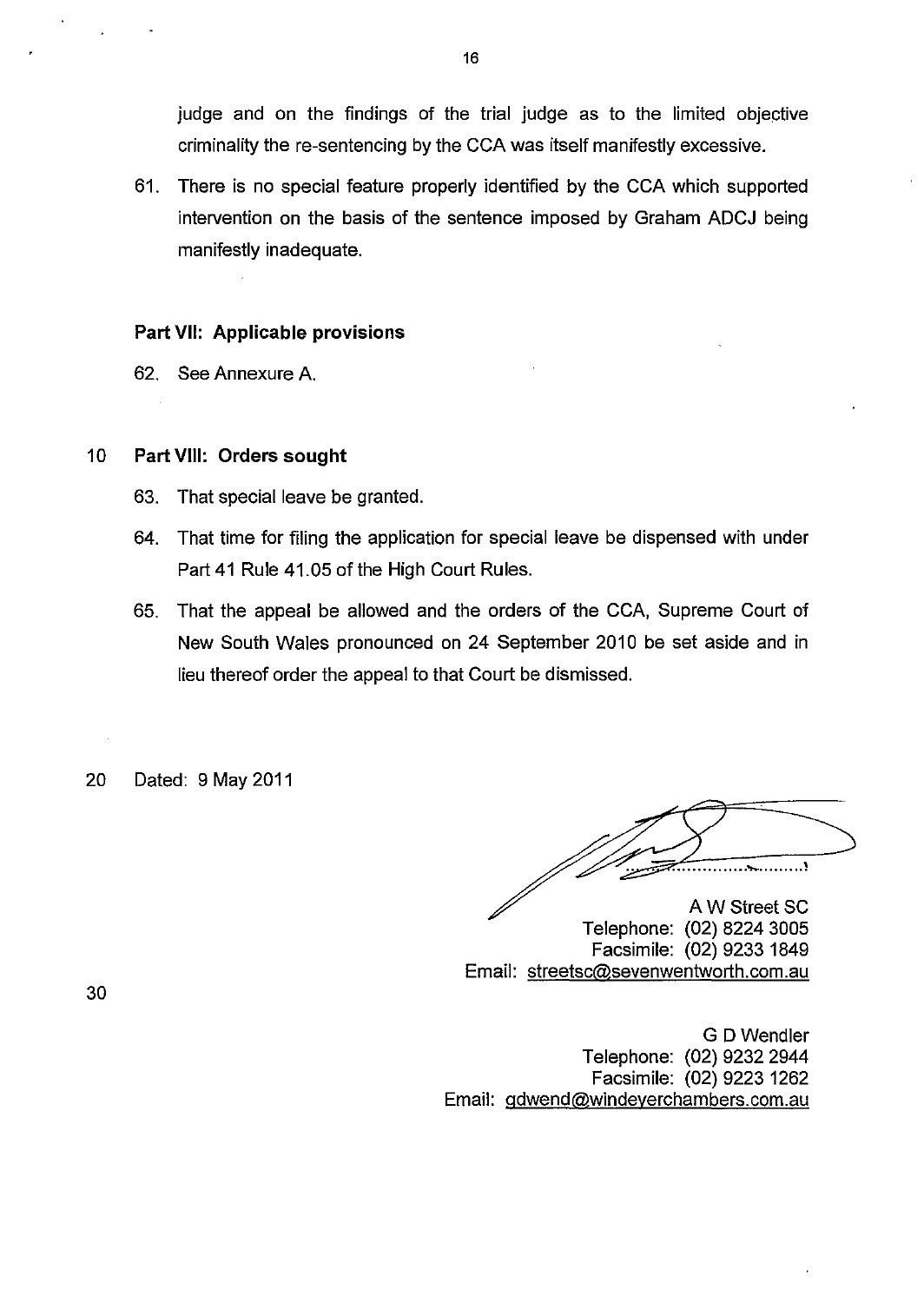judge and on the findings of the trial judge as to the limited objective criminality the re-sentencing by the CCA was itself manifestly excessive.

61. There is no special feature properly identified by the CCA which supported intervention on the basis of the sentence imposed by Graham ADCJ being manifestly inadequate.

**Part VII: Applicable provisions**

62. See Annexure A.

**Part VIII: Orders sought**

63. That special leave be granted.

64. That time for filing the application for special leave be dispensed with under Part 41 Rule 41.05 of the High Court Rules.

65. That the appeal be allowed and the orders of the CCA, Supreme Court of New South Wales pronounced on 24 September 2010 be set aside and in lieu thereof order the appeal to that Court be dismissed.

Dated: 9 May 2011

A W Street SC
Telephone: (02) 8224 3005
Facsimile: (02) 9233 1849
Email: streetsc@sevenwentworth.com.au

G D Wendler
Telephone: (02) 9232 2944
Facsimile: (02) 9223 1262
Email: gdwend@windeyerchambers.com.au